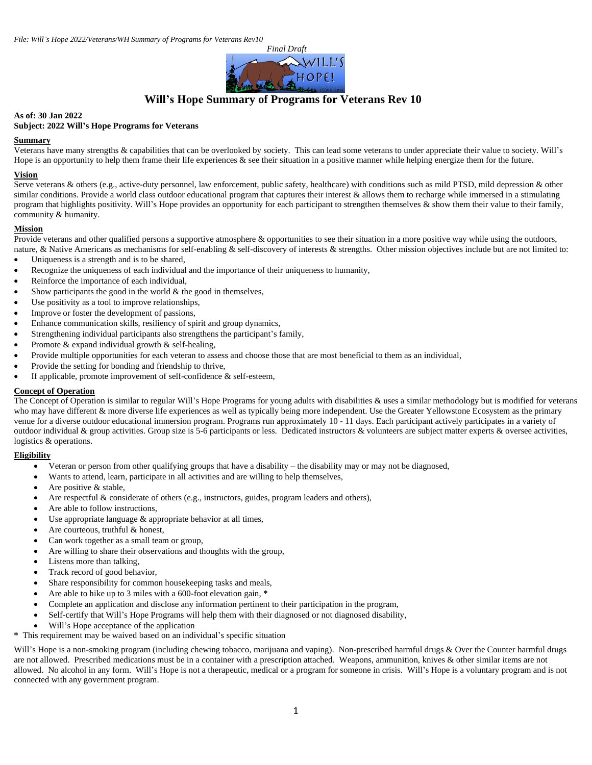*File: Will's Hope 2022/Veterans/WH Summary of Programs for Veterans Rev10*

*Final Draft*

# Will's Hope Summary of Programs for Veterans Rev 10

**As of: 30 Jan 2022**
**Subject: 2022 Will's Hope Programs for Veterans**

## Summary

Veterans have many strengths & capabilities that can be overlooked by society. This can lead some veterans to under appreciate their value to society. Will's Hope is an opportunity to help them frame their life experiences & see their situation in a positive manner while helping energize them for the future.

## Vision

Serve veterans & others (e.g., active-duty personnel, law enforcement, public safety, healthcare) with conditions such as mild PTSD, mild depression & other similar conditions. Provide a world class outdoor educational program that captures their interest & allows them to recharge while immersed in a stimulating program that highlights positivity. Will's Hope provides an opportunity for each participant to strengthen themselves & show them their value to their family, community & humanity.

## Mission

Provide veterans and other qualified persons a supportive atmosphere & opportunities to see their situation in a more positive way while using the outdoors, nature, & Native Americans as mechanisms for self-enabling & self-discovery of interests & strengths. Other mission objectives include but are not limited to:

- Uniqueness is a strength and is to be shared,
- Recognize the uniqueness of each individual and the importance of their uniqueness to humanity,
- Reinforce the importance of each individual,
- Show participants the good in the world & the good in themselves,
- Use positivity as a tool to improve relationships,
- Improve or foster the development of passions,
- Enhance communication skills, resiliency of spirit and group dynamics,
- Strengthening individual participants also strengthens the participant's family,
- Promote & expand individual growth & self-healing,
- Provide multiple opportunities for each veteran to assess and choose those that are most beneficial to them as an individual,
- Provide the setting for bonding and friendship to thrive,
- If applicable, promote improvement of self-confidence & self-esteem,

## Concept of Operation

The Concept of Operation is similar to regular Will's Hope Programs for young adults with disabilities & uses a similar methodology but is modified for veterans who may have different & more diverse life experiences as well as typically being more independent. Use the Greater Yellowstone Ecosystem as the primary venue for a diverse outdoor educational immersion program. Programs run approximately 10 - 11 days. Each participant actively participates in a variety of outdoor individual & group activities. Group size is 5-6 participants or less. Dedicated instructors & volunteers are subject matter experts & oversee activities, logistics & operations.

## Eligibility

- Veteran or person from other qualifying groups that have a disability – the disability may or may not be diagnosed,
- Wants to attend, learn, participate in all activities and are willing to help themselves,
- Are positive & stable,
- Are respectful & considerate of others (e.g., instructors, guides, program leaders and others),
- Are able to follow instructions,
- Use appropriate language & appropriate behavior at all times,
- Are courteous, truthful & honest,
- Can work together as a small team or group,
- Are willing to share their observations and thoughts with the group,
- Listens more than talking,
- Track record of good behavior,
- Share responsibility for common housekeeping tasks and meals,
- Are able to hike up to 3 miles with a 600-foot elevation gain, **\***
- Complete an application and disclose any information pertinent to their participation in the program,
- Self-certify that Will's Hope Programs will help them with their diagnosed or not diagnosed disability,
- Will's Hope acceptance of the application

**\*** This requirement may be waived based on an individual's specific situation

Will's Hope is a non-smoking program (including chewing tobacco, marijuana and vaping). Non-prescribed harmful drugs & Over the Counter harmful drugs are not allowed. Prescribed medications must be in a container with a prescription attached. Weapons, ammunition, knives & other similar items are not allowed. No alcohol in any form. Will's Hope is not a therapeutic, medical or a program for someone in crisis. Will's Hope is a voluntary program and is not connected with any government program.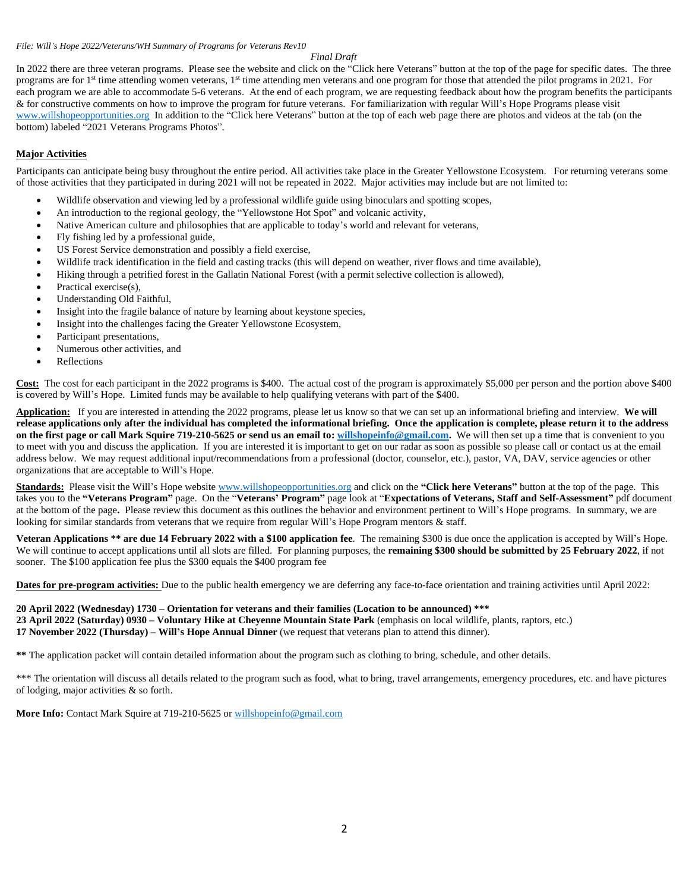*File: Will's Hope 2022/Veterans/WH Summary of Programs for Veterans Rev10*

*Final Draft*

In 2022 there are three veteran programs. Please see the website and click on the "Click here Veterans" button at the top of the page for specific dates. The three programs are for 1st time attending women veterans, 1st time attending men veterans and one program for those that attended the pilot programs in 2021. For each program we are able to accommodate 5-6 veterans. At the end of each program, we are requesting feedback about how the program benefits the participants & for constructive comments on how to improve the program for future veterans. For familiarization with regular Will's Hope Programs please visit www.willshopeopportunities.org In addition to the "Click here Veterans" button at the top of each web page there are photos and videos at the tab (on the bottom) labeled "2021 Veterans Programs Photos".

**Major Activities**

Participants can anticipate being busy throughout the entire period. All activities take place in the Greater Yellowstone Ecosystem. For returning veterans some of those activities that they participated in during 2021 will not be repeated in 2022. Major activities may include but are not limited to:

- Wildlife observation and viewing led by a professional wildlife guide using binoculars and spotting scopes,
- An introduction to the regional geology, the "Yellowstone Hot Spot" and volcanic activity,
- Native American culture and philosophies that are applicable to today's world and relevant for veterans,
- Fly fishing led by a professional guide,
- US Forest Service demonstration and possibly a field exercise,
- Wildlife track identification in the field and casting tracks (this will depend on weather, river flows and time available),
- Hiking through a petrified forest in the Gallatin National Forest (with a permit selective collection is allowed),
- Practical exercise(s),
- Understanding Old Faithful,
- Insight into the fragile balance of nature by learning about keystone species,
- Insight into the challenges facing the Greater Yellowstone Ecosystem,
- Participant presentations,
- Numerous other activities, and
- Reflections

**Cost:** The cost for each participant in the 2022 programs is $400. The actual cost of the program is approximately $5,000 per person and the portion above $400 is covered by Will's Hope. Limited funds may be available to help qualifying veterans with part of the $400.

**Application:** If you are interested in attending the 2022 programs, please let us know so that we can set up an informational briefing and interview. **We will release applications only after the individual has completed the informational briefing. Once the application is complete, please return it to the address on the first page or call Mark Squire 719-210-5625 or send us an email to: willshopeinfo@gmail.com.** We will then set up a time that is convenient to you to meet with you and discuss the application. If you are interested it is important to get on our radar as soon as possible so please call or contact us at the email address below. We may request additional input/recommendations from a professional (doctor, counselor, etc.), pastor, VA, DAV, service agencies or other organizations that are acceptable to Will's Hope.

**Standards:** Please visit the Will's Hope website www.willshopeopportunities.org and click on the **"Click here Veterans"** button at the top of the page. This takes you to the **"Veterans Program"** page. On the "**Veterans' Program"** page look at "**Expectations of Veterans, Staff and Self-Assessment"** pdf document at the bottom of the page**.** Please review this document as this outlines the behavior and environment pertinent to Will's Hope programs. In summary, we are looking for similar standards from veterans that we require from regular Will's Hope Program mentors & staff.

**Veteran Applications \*\* are due 14 February 2022 with a $100 application fee**. The remaining $300 is due once the application is accepted by Will's Hope. We will continue to accept applications until all slots are filled. For planning purposes, the **remaining $300 should be submitted by 25 February 2022**, if not sooner. The $100 application fee plus the $300 equals the $400 program fee

**Dates for pre-program activities:** Due to the public health emergency we are deferring any face-to-face orientation and training activities until April 2022:

**20 April 2022 (Wednesday) 1730 – Orientation for veterans and their families (Location to be announced) \*\*\***
**23 April 2022 (Saturday) 0930 – Voluntary Hike at Cheyenne Mountain State Park** (emphasis on local wildlife, plants, raptors, etc.)
**17 November 2022 (Thursday) – Will's Hope Annual Dinner** (we request that veterans plan to attend this dinner).

**\*\*** The application packet will contain detailed information about the program such as clothing to bring, schedule, and other details.

\*\*\* The orientation will discuss all details related to the program such as food, what to bring, travel arrangements, emergency procedures, etc. and have pictures of lodging, major activities & so forth.

**More Info:** Contact Mark Squire at 719-210-5625 or willshopeinfo@gmail.com